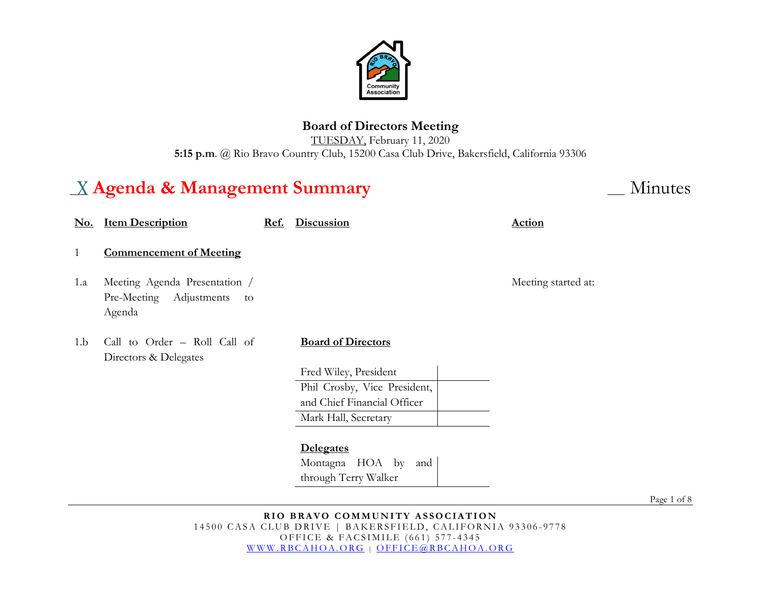# Board of Directors Meeting

TUESDAY, February 11, 2020

**5:15 p.m**. @ Rio Bravo Country Club, 15200 Casa Club Drive, Bakersfield, California 93306

## _X Agenda & Management Summary __ Minutes

| No. | Item Description | Ref. | Discussion | Action |
|---|---|---|---|---|
| 1 | **Commencement of Meeting** | | | |
| 1.a | Meeting Agenda Presentation / Pre-Meeting Adjustments to Agenda | | | Meeting started at: |
| 1.b | Call to Order – Roll Call of Directors & Delegates | | **Board of Directors** | |

**Board of Directors**

| | |
|---|---|
| Fred Wiley, President | |
| Phil Crosby, Vice President, and Chief Financial Officer | |
| Mark Hall, Secretary | |

**Delegates**

| | |
|---|---|
| Montagna HOA by and through Terry Walker | |

**RIO BRAVO COMMUNITY ASSOCIATION**
14500 CASA CLUB DRIVE | BAKERSFIELD, CALIFORNIA 93306-9778
OFFICE & FACSIMILE (661) 577-4345
WWW.RBCAHOA.ORG | OFFICE@RBCAHOA.ORG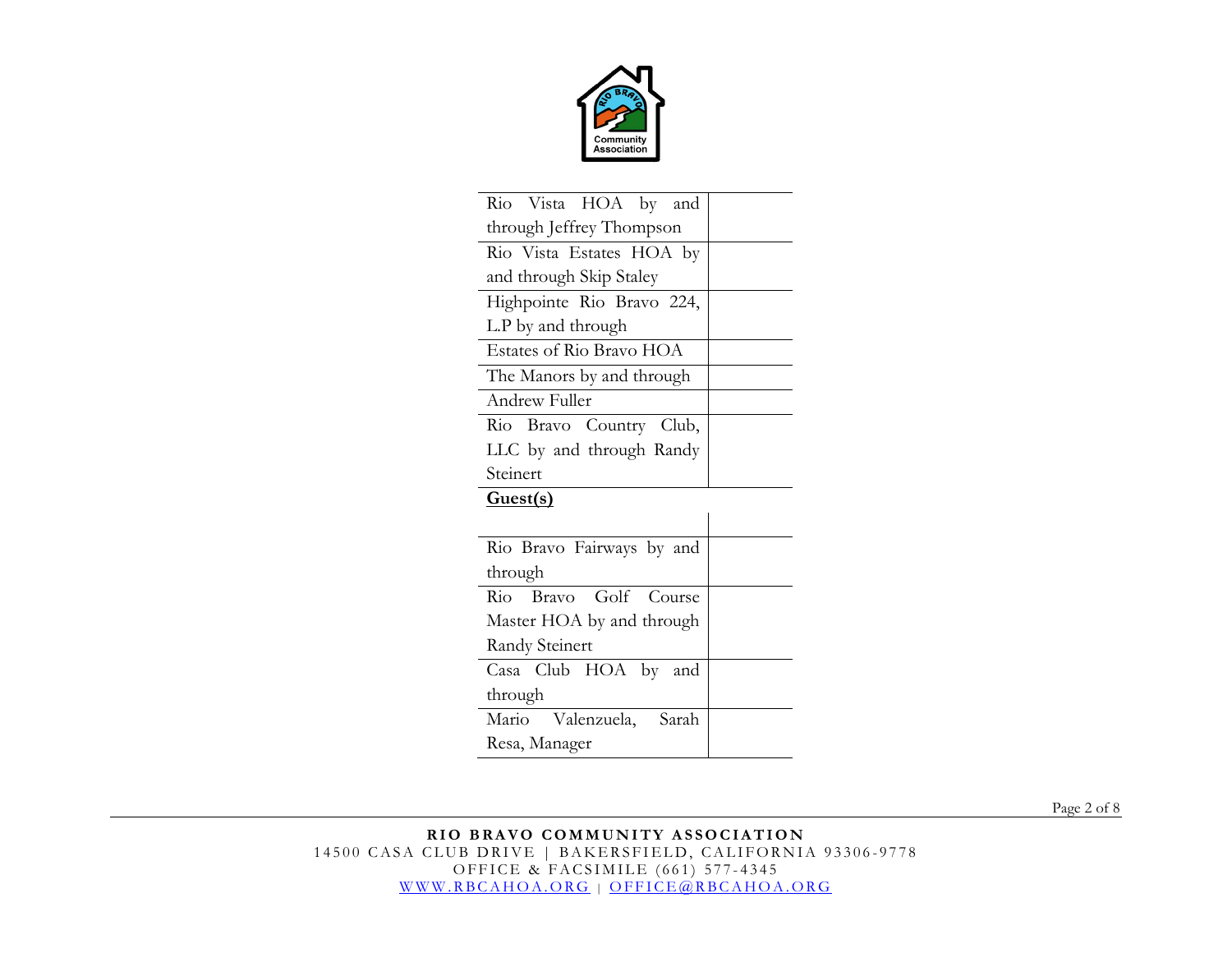| | |
|---|---|
| Rio Vista HOA by and through Jeffrey Thompson | |
| Rio Vista Estates HOA by and through Skip Staley | |
| Highpointe Rio Bravo 224, L.P by and through | |
| Estates of Rio Bravo HOA | |
| The Manors by and through | |
| Andrew Fuller | |
| Rio Bravo Country Club, LLC by and through Randy Steinert | |
| **Guest(s)** | |
| | |
| Rio Bravo Fairways by and through | |
| Rio Bravo Golf Course Master HOA by and through Randy Steinert | |
| Casa Club HOA by and through | |
| Mario Valenzuela, Sarah Resa, Manager | |

**RIO BRAVO COMMUNITY ASSOCIATION**
14500 CASA CLUB DRIVE | BAKERSFIELD, CALIFORNIA 93306-9778
OFFICE & FACSIMILE (661) 577-4345
WWW.RBCAHOA.ORG | OFFICE@RBCAHOA.ORG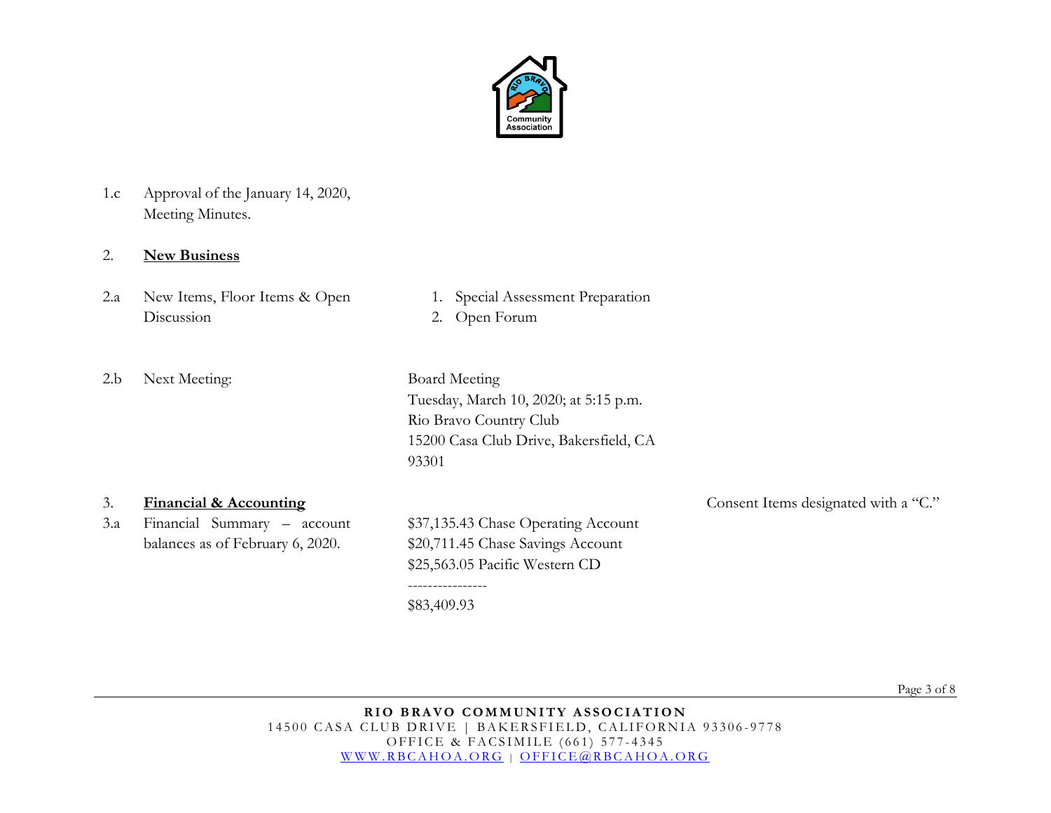1.c Approval of the January 14, 2020, Meeting Minutes.

2. **New Business**

2.a New Items, Floor Items & Open Discussion

1. Special Assessment Preparation
2. Open Forum

2.b Next Meeting:

Board Meeting
Tuesday, March 10, 2020; at 5:15 p.m.
Rio Bravo Country Club
15200 Casa Club Drive, Bakersfield, CA 93301

3. **Financial & Accounting**

Consent Items designated with a "C."

3.a Financial Summary – account balances as of February 6, 2020.

$37,135.43 Chase Operating Account
$20,711.45 Chase Savings Account
$25,563.05 Pacific Western CD
----------------
$83,409.93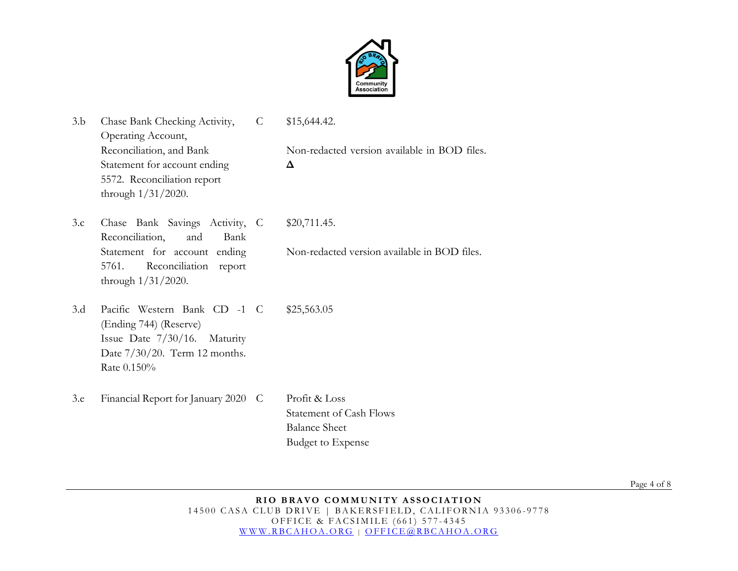| | | | |
|---|---|---|---|
| 3.b | Chase Bank Checking Activity, Operating Account, Reconciliation, and Bank Statement for account ending 5572. Reconciliation report through 1/31/2020. | C | $15,644.42.<br><br>Non-redacted version available in BOD files.<br>**Δ** |
| 3.c | Chase Bank Savings Activity, Reconciliation, and Bank Statement for account ending 5761. Reconciliation report through 1/31/2020. | C | $20,711.45.<br><br>Non-redacted version available in BOD files. |
| 3.d | Pacific Western Bank CD -1 (Ending 744) (Reserve) Issue Date 7/30/16. Maturity Date 7/30/20. Term 12 months. Rate 0.150% | C | $25,563.05 |
| 3.e | Financial Report for January 2020 | C | Profit & Loss<br>Statement of Cash Flows<br>Balance Sheet<br>Budget to Expense |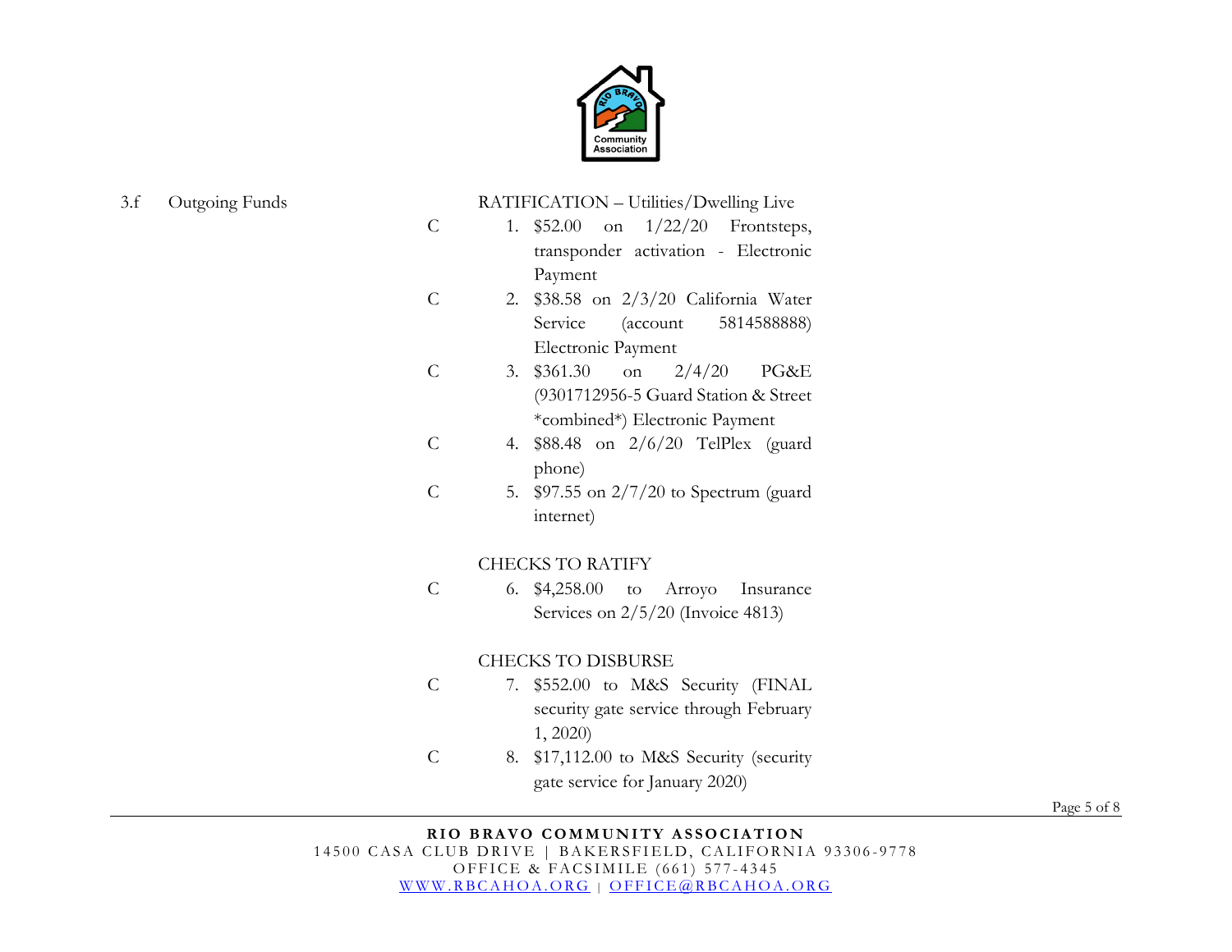3.f Outgoing Funds

RATIFICATION – Utilities/Dwelling Live

C 1. $52.00 on 1/22/20 Frontsteps, transponder activation - Electronic Payment

C 2. $38.58 on 2/3/20 California Water Service (account 5814588888) Electronic Payment

C 3. $361.30 on 2/4/20 PG&E (9301712956-5 Guard Station & Street *combined*) Electronic Payment

C 4. $88.48 on 2/6/20 TelPlex (guard phone)

C 5. $97.55 on 2/7/20 to Spectrum (guard internet)

CHECKS TO RATIFY

C 6. $4,258.00 to Arroyo Insurance Services on 2/5/20 (Invoice 4813)

CHECKS TO DISBURSE

C 7. $552.00 to M&S Security (FINAL security gate service through February 1, 2020)

C 8. $17,112.00 to M&S Security (security gate service for January 2020)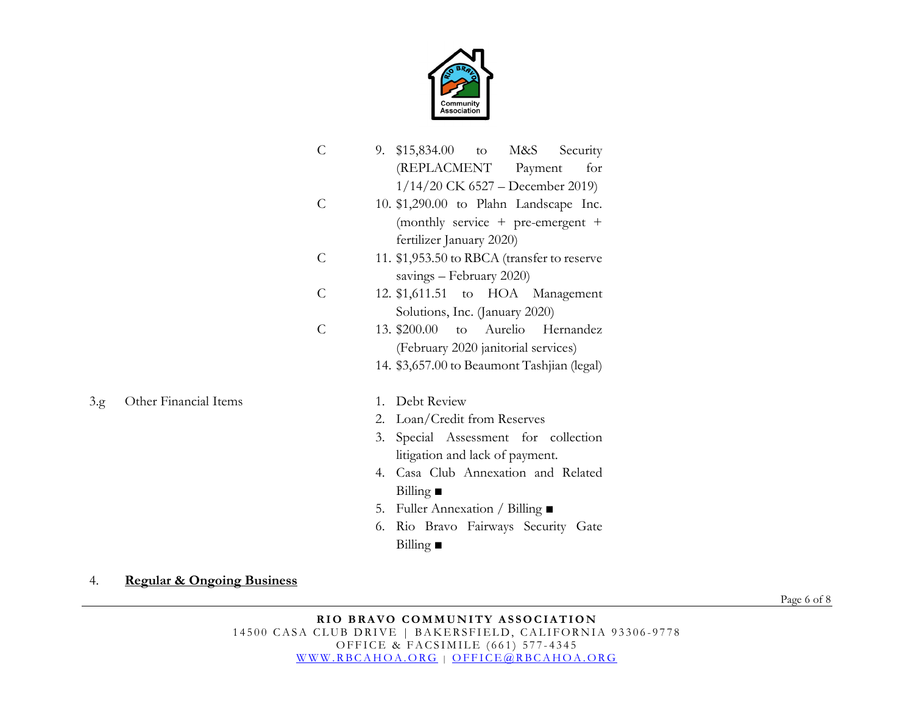C 9. $15,834.00 to M&S Security (REPLACMENT Payment for 1/14/20 CK 6527 – December 2019)

C 10. $1,290.00 to Plahn Landscape Inc. (monthly service + pre-emergent + fertilizer January 2020)

C 11. $1,953.50 to RBCA (transfer to reserve savings – February 2020)

C 12. $1,611.51 to HOA Management Solutions, Inc. (January 2020)

C 13. $200.00 to Aurelio Hernandez (February 2020 janitorial services)

14. $3,657.00 to Beaumont Tashjian (legal)

3.g Other Financial Items

1. Debt Review
2. Loan/Credit from Reserves
3. Special Assessment for collection litigation and lack of payment.
4. Casa Club Annexation and Related Billing ■
5. Fuller Annexation / Billing ■
6. Rio Bravo Fairways Security Gate Billing ■

4. **Regular & Ongoing Business**

**RIO BRAVO COMMUNITY ASSOCIATION**
14500 CASA CLUB DRIVE | BAKERSFIELD, CALIFORNIA 93306-9778
OFFICE & FACSIMILE (661) 577-4345
WWW.RBCAHOA.ORG | OFFICE@RBCAHOA.ORG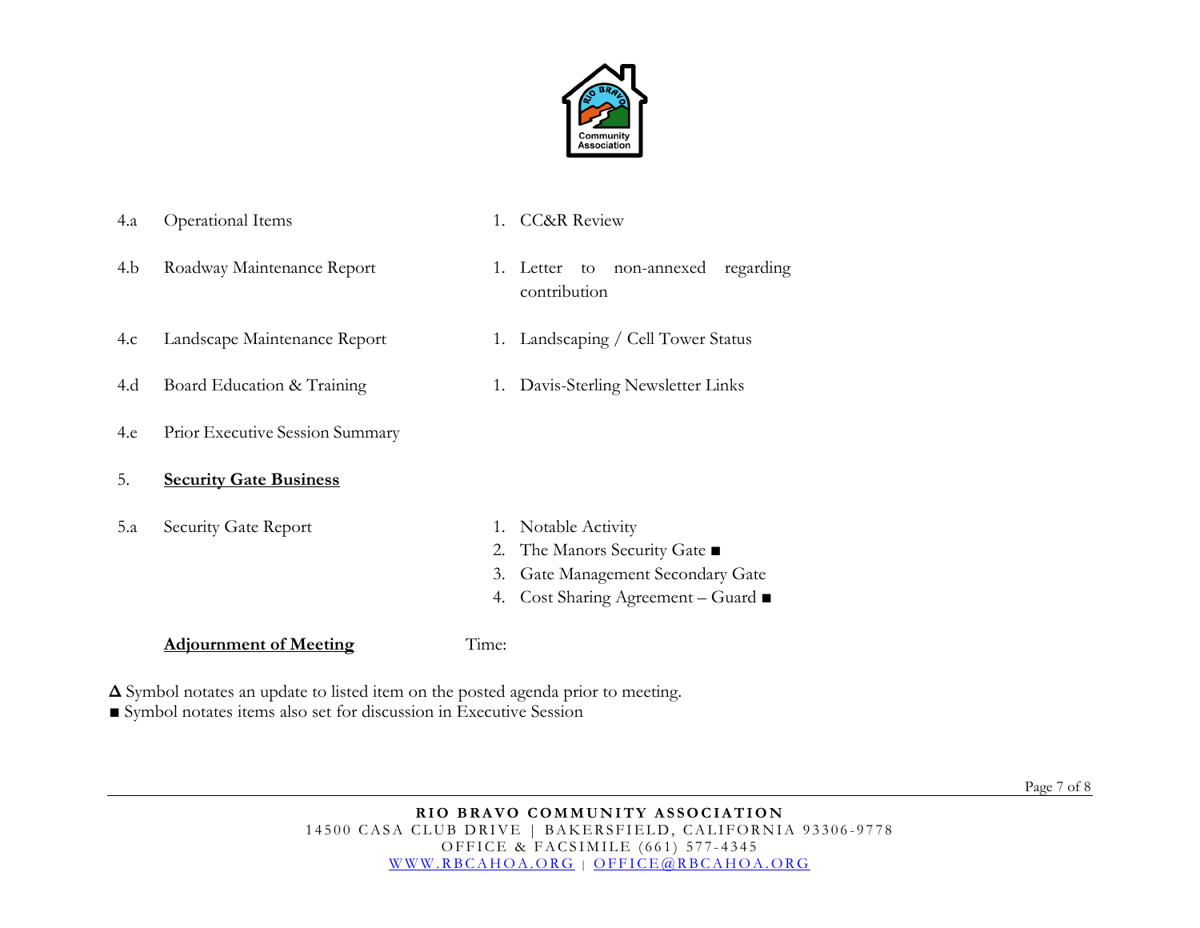| | | |
|---|---|---|
| 4.a | Operational Items | 1. CC&R Review |
| 4.b | Roadway Maintenance Report | 1. Letter to non-annexed regarding contribution |
| 4.c | Landscape Maintenance Report | 1. Landscaping / Cell Tower Status |
| 4.d | Board Education & Training | 1. Davis-Sterling Newsletter Links |
| 4.e | Prior Executive Session Summary | |
| 5. | **Security Gate Business** | |
| 5.a | Security Gate Report | 1. Notable Activity<br>2. The Manors Security Gate ■<br>3. Gate Management Secondary Gate<br>4. Cost Sharing Agreement – Guard ■ |

**Adjournment of Meeting** Time:

**Δ** Symbol notates an update to listed item on the posted agenda prior to meeting.
■ Symbol notates items also set for discussion in Executive Session

**RIO BRAVO COMMUNITY ASSOCIATION**
14500 CASA CLUB DRIVE | BAKERSFIELD, CALIFORNIA 93306-9778
OFFICE & FACSIMILE (661) 577-4345
WWW.RBCAHOA.ORG | OFFICE@RBCAHOA.ORG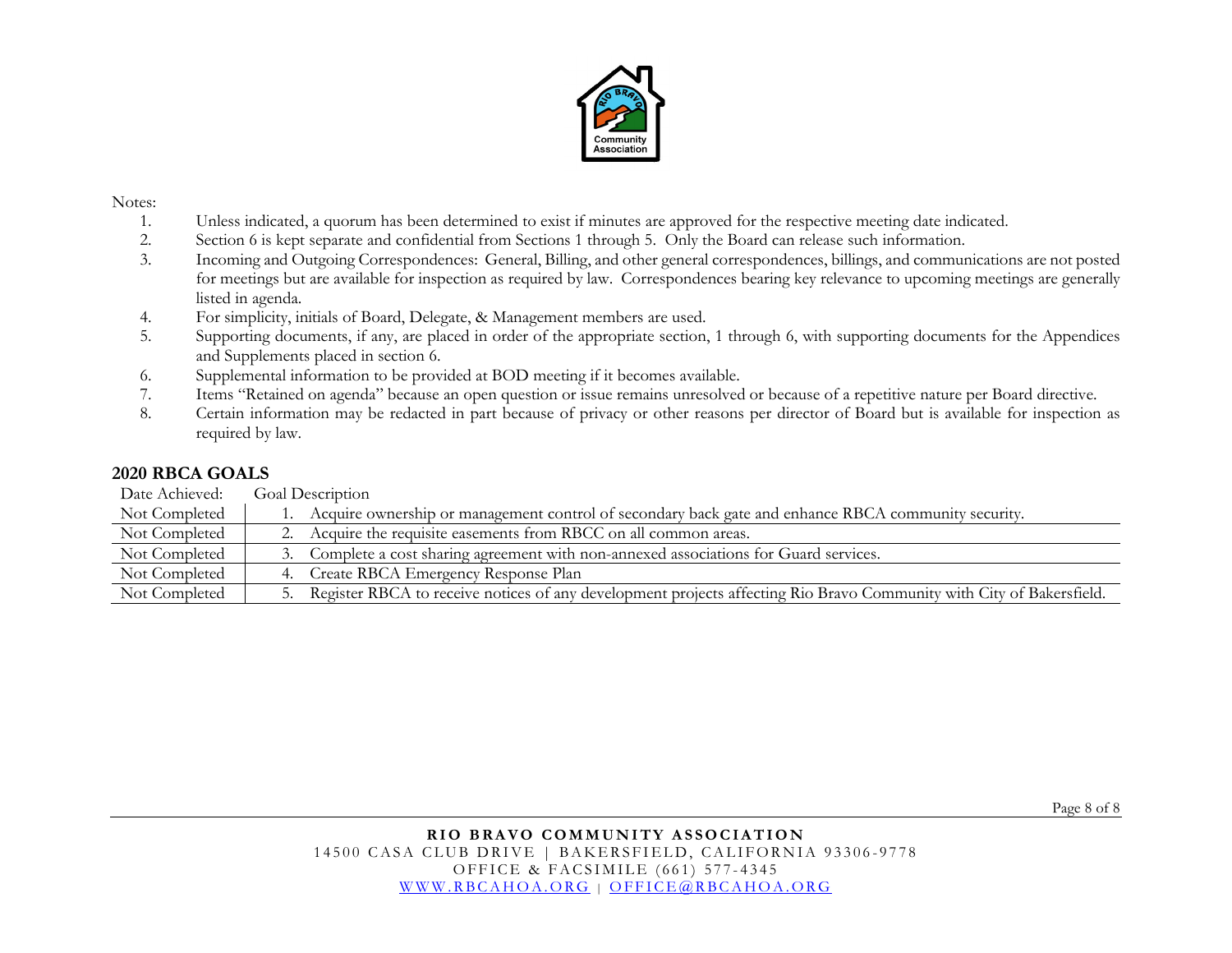Notes:

1. Unless indicated, a quorum has been determined to exist if minutes are approved for the respective meeting date indicated.
2. Section 6 is kept separate and confidential from Sections 1 through 5. Only the Board can release such information.
3. Incoming and Outgoing Correspondences: General, Billing, and other general correspondences, billings, and communications are not posted for meetings but are available for inspection as required by law. Correspondences bearing key relevance to upcoming meetings are generally listed in agenda.
4. For simplicity, initials of Board, Delegate, & Management members are used.
5. Supporting documents, if any, are placed in order of the appropriate section, 1 through 6, with supporting documents for the Appendices and Supplements placed in section 6.
6. Supplemental information to be provided at BOD meeting if it becomes available.
7. Items "Retained on agenda" because an open question or issue remains unresolved or because of a repetitive nature per Board directive.
8. Certain information may be redacted in part because of privacy or other reasons per director of Board but is available for inspection as required by law.

## 2020 RBCA GOALS

| Date Achieved: | Goal Description |
|---|---|
| Not Completed | 1. Acquire ownership or management control of secondary back gate and enhance RBCA community security. |
| Not Completed | 2. Acquire the requisite easements from RBCC on all common areas. |
| Not Completed | 3. Complete a cost sharing agreement with non-annexed associations for Guard services. |
| Not Completed | 4. Create RBCA Emergency Response Plan |
| Not Completed | 5. Register RBCA to receive notices of any development projects affecting Rio Bravo Community with City of Bakersfield. |

**RIO BRAVO COMMUNITY ASSOCIATION**
14500 CASA CLUB DRIVE | BAKERSFIELD, CALIFORNIA 93306-9778
OFFICE & FACSIMILE (661) 577-4345
WWW.RBCAHOA.ORG | OFFICE@RBCAHOA.ORG